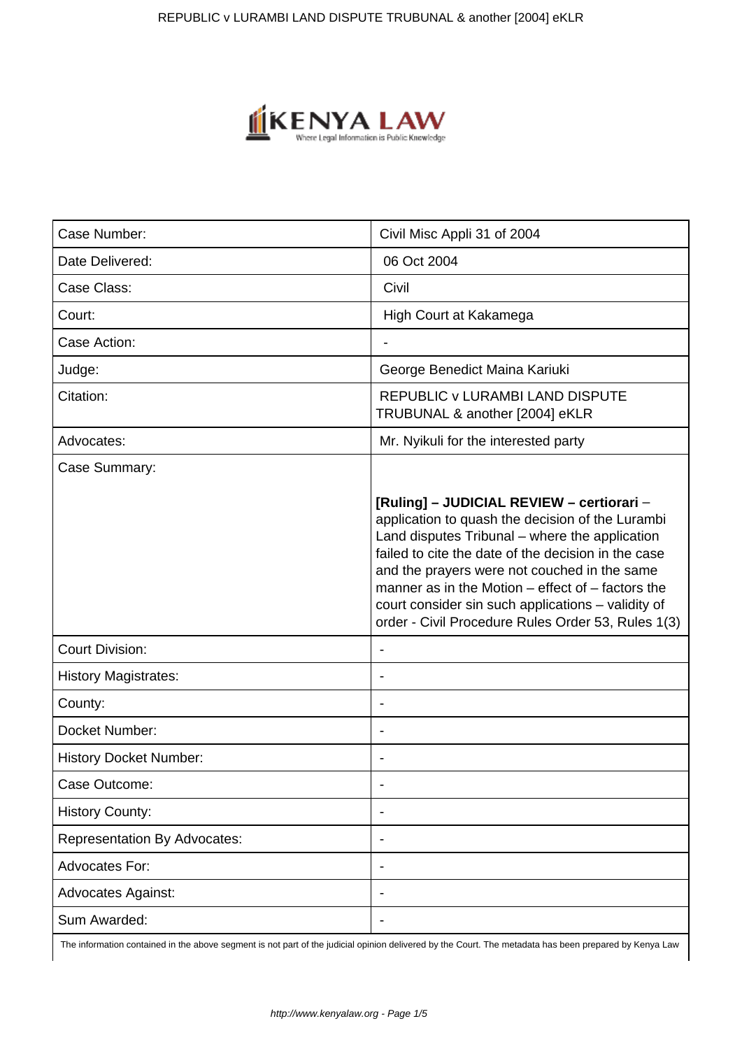| Case Number: | Civil Misc Appli 31 of 2004 |
|---|---|
| Date Delivered: | 06 Oct 2004 |
| Case Class: | Civil |
| Court: | High Court at Kakamega |
| Case Action: | - |
| Judge: | George Benedict Maina Kariuki |
| Citation: | REPUBLIC v LURAMBI LAND DISPUTE TRUBUNAL & another [2004] eKLR |
| Advocates: | Mr. Nyikuli for the interested party |
| Case Summary: | **[Ruling] – JUDICIAL REVIEW – certiorari** – application to quash the decision of the Lurambi Land disputes Tribunal – where the application failed to cite the date of the decision in the case and the prayers were not couched in the same manner as in the Motion – effect of – factors the court consider sin such applications – validity of order - Civil Procedure Rules Order 53, Rules 1(3) |
| Court Division: | - |
| History Magistrates: | - |
| County: | - |
| Docket Number: | - |
| History Docket Number: | - |
| Case Outcome: | - |
| History County: | - |
| Representation By Advocates: | - |
| Advocates For: | - |
| Advocates Against: | - |
| Sum Awarded: | - |

The information contained in the above segment is not part of the judicial opinion delivered by the Court. The metadata has been prepared by Kenya Law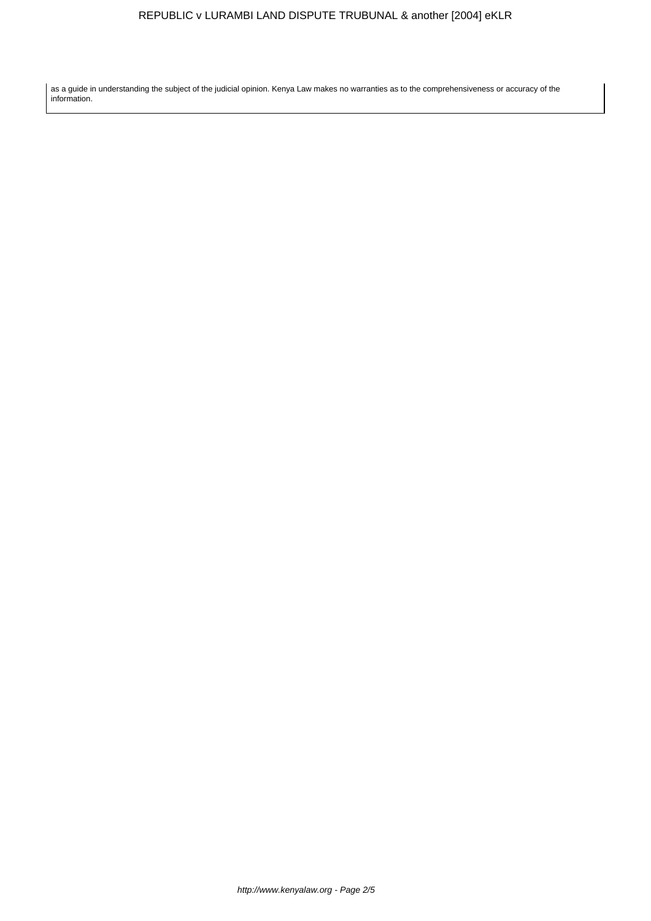as a guide in understanding the subject of the judicial opinion. Kenya Law makes no warranties as to the comprehensiveness or accuracy of the information.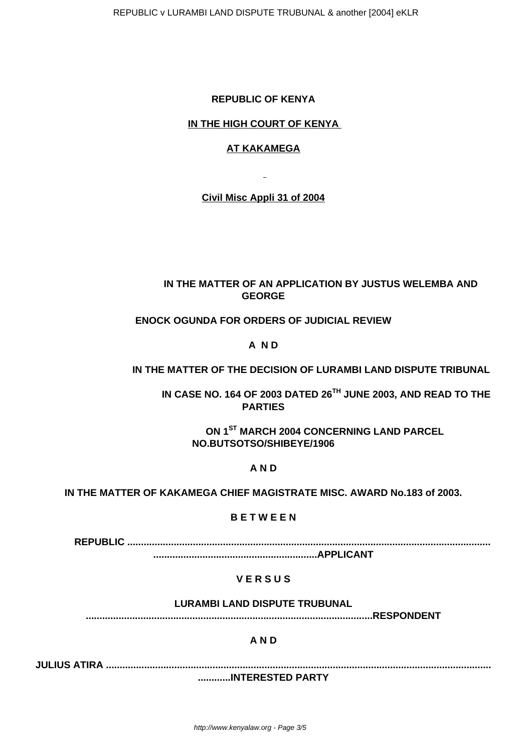**REPUBLIC OF KENYA**

**IN THE HIGH COURT OF KENYA**

**AT KAKAMEGA**

**Civil Misc Appli 31 of 2004**

**IN THE MATTER OF AN APPLICATION BY JUSTUS WELEMBA AND GEORGE**

**ENOCK OGUNDA FOR ORDERS OF JUDICIAL REVIEW**

**A N D**

**IN THE MATTER OF THE DECISION OF LURAMBI LAND DISPUTE TRIBUNAL**

**IN CASE NO. 164 OF 2003 DATED 26TH JUNE 2003, AND READ TO THE PARTIES**

**ON 1ST MARCH 2004 CONCERNING LAND PARCEL NO.BUTSOTSO/SHIBEYE/1906**

**A N D**

**IN THE MATTER OF KAKAMEGA CHIEF MAGISTRATE MISC. AWARD No.183 of 2003.**

**B E T W E E N**

**REPUBLIC ...........................................................................................................................................APPLICANT**

**V E R S U S**

**LURAMBI LAND DISPUTE TRUBUNAL ........................................................................................................RESPONDENT**

**A N D**

**JULIUS ATIRA ...........................................................................................................................................INTERESTED PARTY**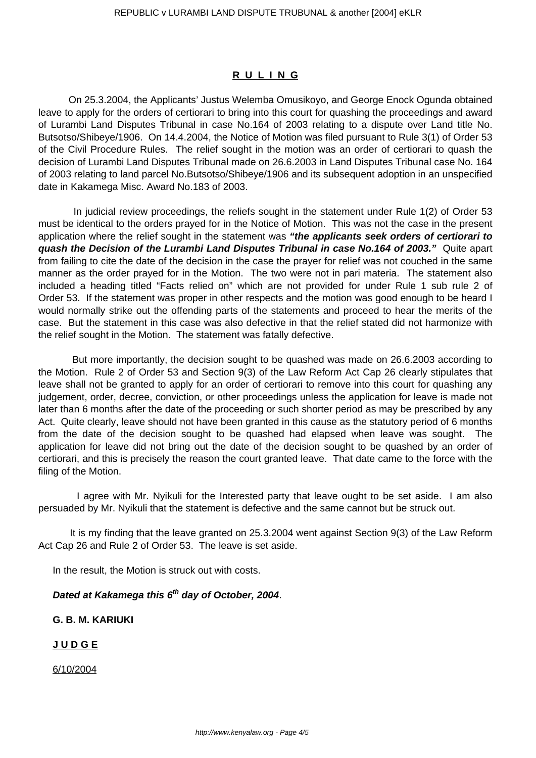## **R U L I N G**

On 25.3.2004, the Applicants' Justus Welemba Omusikoyo, and George Enock Ogunda obtained leave to apply for the orders of certiorari to bring into this court for quashing the proceedings and award of Lurambi Land Disputes Tribunal in case No.164 of 2003 relating to a dispute over Land title No. Butsotso/Shibeye/1906. On 14.4.2004, the Notice of Motion was filed pursuant to Rule 3(1) of Order 53 of the Civil Procedure Rules. The relief sought in the motion was an order of certiorari to quash the decision of Lurambi Land Disputes Tribunal made on 26.6.2003 in Land Disputes Tribunal case No. 164 of 2003 relating to land parcel No.Butsotso/Shibeye/1906 and its subsequent adoption in an unspecified date in Kakamega Misc. Award No.183 of 2003.

In judicial review proceedings, the reliefs sought in the statement under Rule 1(2) of Order 53 must be identical to the orders prayed for in the Notice of Motion. This was not the case in the present application where the relief sought in the statement was ***"the applicants seek orders of certiorari to quash the Decision of the Lurambi Land Disputes Tribunal in case No.164 of 2003."*** Quite apart from failing to cite the date of the decision in the case the prayer for relief was not couched in the same manner as the order prayed for in the Motion. The two were not in pari materia. The statement also included a heading titled "Facts relied on" which are not provided for under Rule 1 sub rule 2 of Order 53. If the statement was proper in other respects and the motion was good enough to be heard I would normally strike out the offending parts of the statements and proceed to hear the merits of the case. But the statement in this case was also defective in that the relief stated did not harmonize with the relief sought in the Motion. The statement was fatally defective.

But more importantly, the decision sought to be quashed was made on 26.6.2003 according to the Motion. Rule 2 of Order 53 and Section 9(3) of the Law Reform Act Cap 26 clearly stipulates that leave shall not be granted to apply for an order of certiorari to remove into this court for quashing any judgement, order, decree, conviction, or other proceedings unless the application for leave is made not later than 6 months after the date of the proceeding or such shorter period as may be prescribed by any Act. Quite clearly, leave should not have been granted in this cause as the statutory period of 6 months from the date of the decision sought to be quashed had elapsed when leave was sought. The application for leave did not bring out the date of the decision sought to be quashed by an order of certiorari, and this is precisely the reason the court granted leave. That date came to the force with the filing of the Motion.

I agree with Mr. Nyikuli for the Interested party that leave ought to be set aside. I am also persuaded by Mr. Nyikuli that the statement is defective and the same cannot but be struck out.

It is my finding that the leave granted on 25.3.2004 went against Section 9(3) of the Law Reform Act Cap 26 and Rule 2 of Order 53. The leave is set aside.

In the result, the Motion is struck out with costs.

***Dated at Kakamega this 6th day of October, 2004***.

**G. B. M. KARIUKI**

**J U D G E**

6/10/2004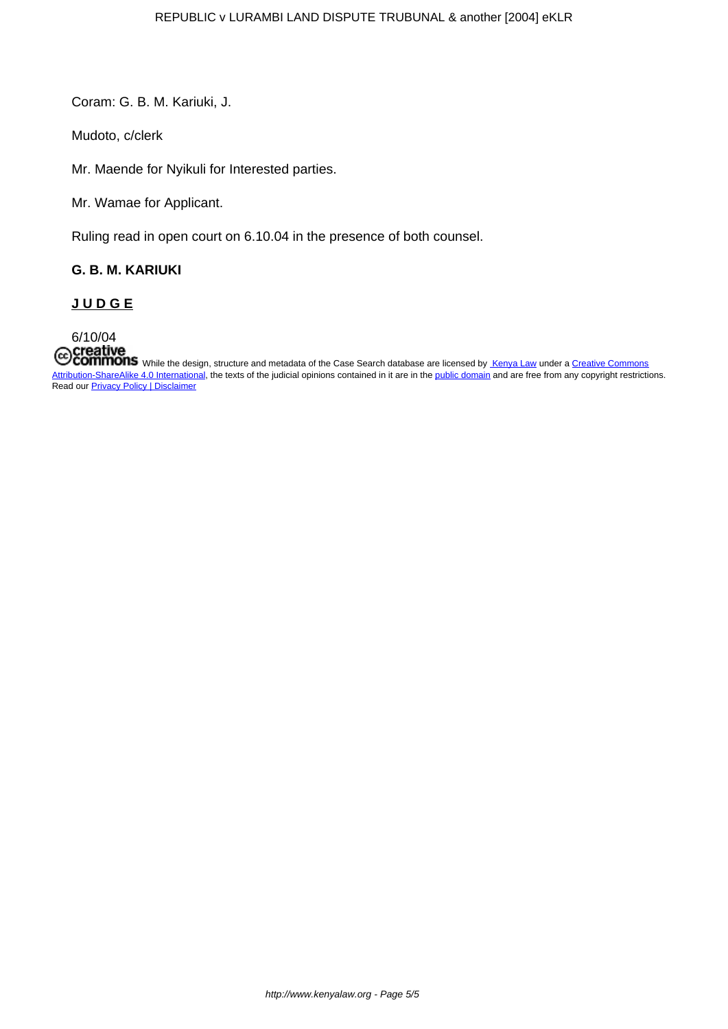Coram: G. B. M. Kariuki, J.

Mudoto, c/clerk

Mr. Maende for Nyikuli for Interested parties.

Mr. Wamae for Applicant.

Ruling read in open court on 6.10.04 in the presence of both counsel.

**G. B. M. KARIUKI**

**J U D G E**

6/10/04

While the design, structure and metadata of the Case Search database are licensed by Kenya Law under a Creative Commons Attribution-ShareAlike 4.0 International, the texts of the judicial opinions contained in it are in the public domain and are free from any copyright restrictions. Read our Privacy Policy | Disclaimer